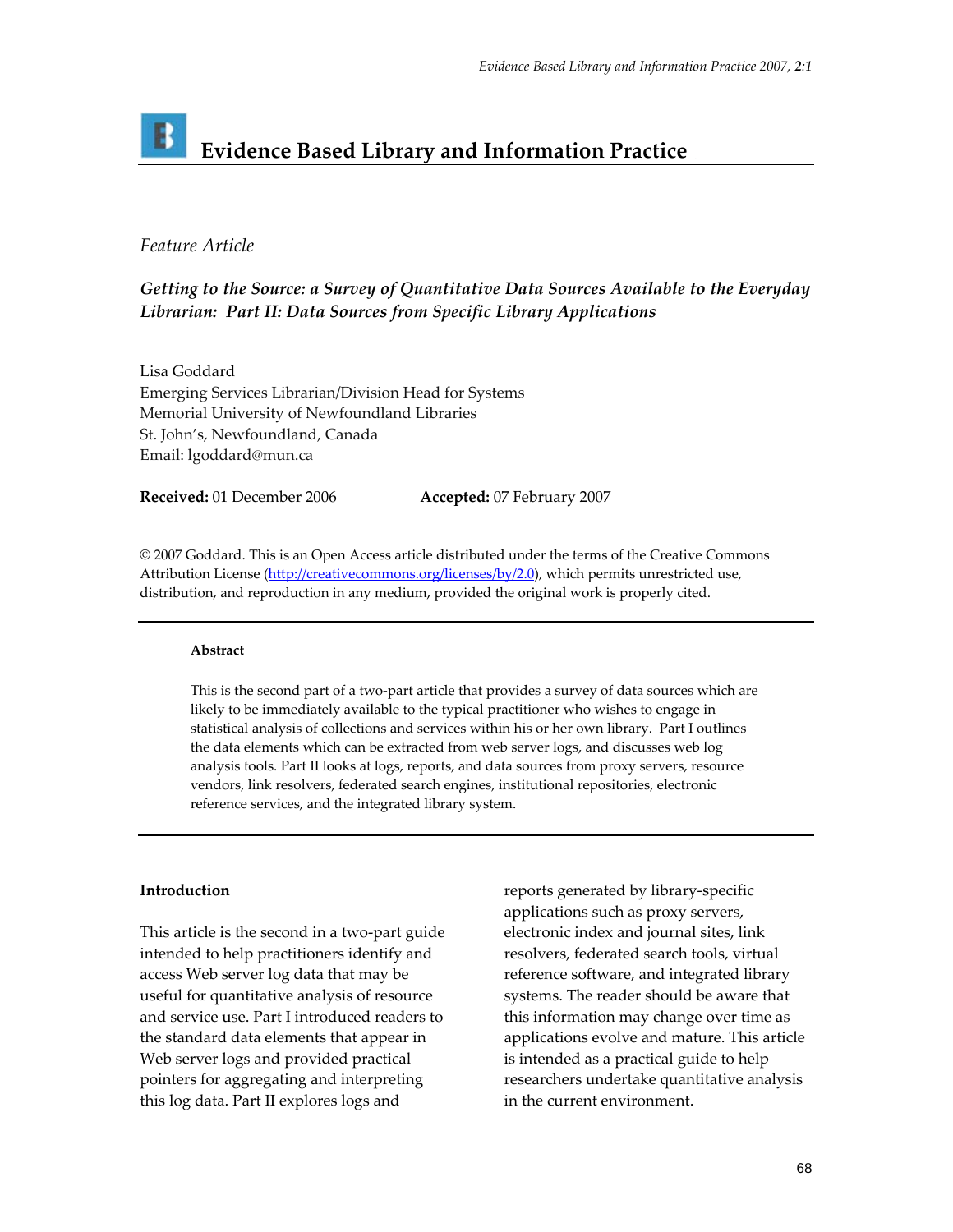# Evidence Based Library and Information Practice

*Feature Article*

## *Getting to the Source: a Survey of Quantitative Data Sources Available to the Everyday Librarian: Part II: Data Sources from Specific Library Applications*

Lisa Goddard
Emerging Services Librarian/Division Head for Systems
Memorial University of Newfoundland Libraries
St. John's, Newfoundland, Canada
Email: lgoddard@mun.ca

**Received:** 01 December 2006 **Accepted:** 07 February 2007

© 2007 Goddard. This is an Open Access article distributed under the terms of the Creative Commons Attribution License (http://creativecommons.org/licenses/by/2.0), which permits unrestricted use, distribution, and reproduction in any medium, provided the original work is properly cited.

**Abstract**

This is the second part of a two-part article that provides a survey of data sources which are likely to be immediately available to the typical practitioner who wishes to engage in statistical analysis of collections and services within his or her own library. Part I outlines the data elements which can be extracted from web server logs, and discusses web log analysis tools. Part II looks at logs, reports, and data sources from proxy servers, resource vendors, link resolvers, federated search engines, institutional repositories, electronic reference services, and the integrated library system.

**Introduction**

This article is the second in a two-part guide intended to help practitioners identify and access Web server log data that may be useful for quantitative analysis of resource and service use. Part I introduced readers to the standard data elements that appear in Web server logs and provided practical pointers for aggregating and interpreting this log data. Part II explores logs and reports generated by library-specific applications such as proxy servers, electronic index and journal sites, link resolvers, federated search tools, virtual reference software, and integrated library systems. The reader should be aware that this information may change over time as applications evolve and mature. This article is intended as a practical guide to help researchers undertake quantitative analysis in the current environment.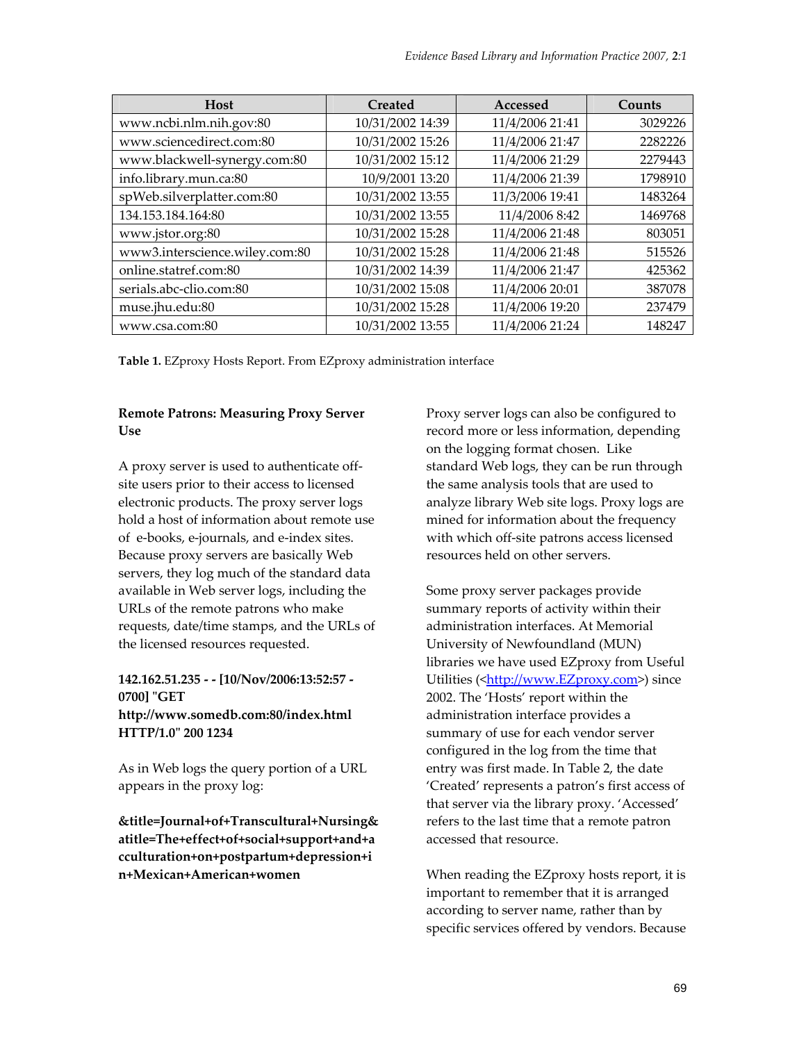| Host | Created | Accessed | Counts |
|---|---|---|---|
| www.ncbi.nlm.nih.gov:80 | 10/31/2002 14:39 | 11/4/2006 21:41 | 3029226 |
| www.sciencedirect.com:80 | 10/31/2002 15:26 | 11/4/2006 21:47 | 2282226 |
| www.blackwell-synergy.com:80 | 10/31/2002 15:12 | 11/4/2006 21:29 | 2279443 |
| info.library.mun.ca:80 | 10/9/2001 13:20 | 11/4/2006 21:39 | 1798910 |
| spWeb.silverplatter.com:80 | 10/31/2002 13:55 | 11/3/2006 19:41 | 1483264 |
| 134.153.184.164:80 | 10/31/2002 13:55 | 11/4/2006 8:42 | 1469768 |
| www.jstor.org:80 | 10/31/2002 15:28 | 11/4/2006 21:48 | 803051 |
| www3.interscience.wiley.com:80 | 10/31/2002 15:28 | 11/4/2006 21:48 | 515526 |
| online.statref.com:80 | 10/31/2002 14:39 | 11/4/2006 21:47 | 425362 |
| serials.abc-clio.com:80 | 10/31/2002 15:08 | 11/4/2006 20:01 | 387078 |
| muse.jhu.edu:80 | 10/31/2002 15:28 | 11/4/2006 19:20 | 237479 |
| www.csa.com:80 | 10/31/2002 13:55 | 11/4/2006 21:24 | 148247 |

**Table 1.** EZproxy Hosts Report. From EZproxy administration interface

**Remote Patrons: Measuring Proxy Server Use**

A proxy server is used to authenticate off-site users prior to their access to licensed electronic products. The proxy server logs hold a host of information about remote use of e-books, e-journals, and e-index sites. Because proxy servers are basically Web servers, they log much of the standard data available in Web server logs, including the URLs of the remote patrons who make requests, date/time stamps, and the URLs of the licensed resources requested.

**142.162.51.235 - - [10/Nov/2006:13:52:57 -0700] "GET http://www.somedb.com:80/index.html HTTP/1.0" 200 1234**

As in Web logs the query portion of a URL appears in the proxy log:

**&title=Journal+of+Transcultural+Nursing&atitle=The+effect+of+social+support+and+acculturation+on+postpartum+depression+in+Mexican+American+women**

Proxy server logs can also be configured to record more or less information, depending on the logging format chosen. Like standard Web logs, they can be run through the same analysis tools that are used to analyze library Web site logs. Proxy logs are mined for information about the frequency with which off-site patrons access licensed resources held on other servers.

Some proxy server packages provide summary reports of activity within their administration interfaces. At Memorial University of Newfoundland (MUN) libraries we have used EZproxy from Useful Utilities (<http://www.EZproxy.com>) since 2002. The 'Hosts' report within the administration interface provides a summary of use for each vendor server configured in the log from the time that entry was first made. In Table 2, the date 'Created' represents a patron's first access of that server via the library proxy. 'Accessed' refers to the last time that a remote patron accessed that resource.

When reading the EZproxy hosts report, it is important to remember that it is arranged according to server name, rather than by specific services offered by vendors. Because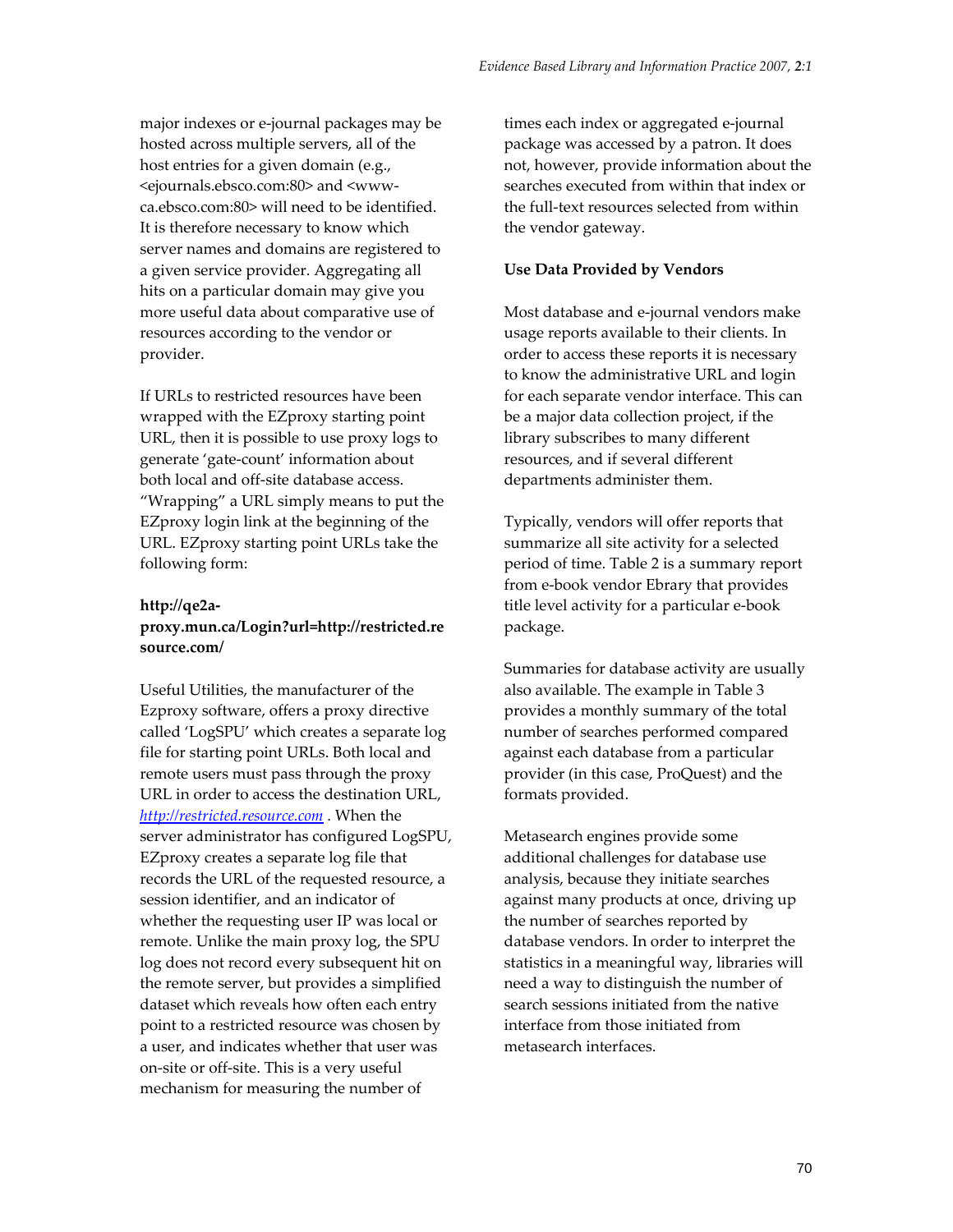major indexes or e-journal packages may be hosted across multiple servers, all of the host entries for a given domain (e.g., <ejournals.ebsco.com:80> and <www-ca.ebsco.com:80> will need to be identified. It is therefore necessary to know which server names and domains are registered to a given service provider. Aggregating all hits on a particular domain may give you more useful data about comparative use of resources according to the vendor or provider.

If URLs to restricted resources have been wrapped with the EZproxy starting point URL, then it is possible to use proxy logs to generate 'gate-count' information about both local and off-site database access. "Wrapping" a URL simply means to put the EZproxy login link at the beginning of the URL. EZproxy starting point URLs take the following form:

**http://qe2a-proxy.mun.ca/Login?url=http://restricted.resource.com/**

Useful Utilities, the manufacturer of the Ezproxy software, offers a proxy directive called 'LogSPU' which creates a separate log file for starting point URLs. Both local and remote users must pass through the proxy URL in order to access the destination URL, *http://restricted.resource.com* . When the server administrator has configured LogSPU, EZproxy creates a separate log file that records the URL of the requested resource, a session identifier, and an indicator of whether the requesting user IP was local or remote. Unlike the main proxy log, the SPU log does not record every subsequent hit on the remote server, but provides a simplified dataset which reveals how often each entry point to a restricted resource was chosen by a user, and indicates whether that user was on-site or off-site. This is a very useful mechanism for measuring the number of times each index or aggregated e-journal package was accessed by a patron. It does not, however, provide information about the searches executed from within that index or the full-text resources selected from within the vendor gateway.

**Use Data Provided by Vendors**

Most database and e-journal vendors make usage reports available to their clients. In order to access these reports it is necessary to know the administrative URL and login for each separate vendor interface. This can be a major data collection project, if the library subscribes to many different resources, and if several different departments administer them.

Typically, vendors will offer reports that summarize all site activity for a selected period of time. Table 2 is a summary report from e-book vendor Ebrary that provides title level activity for a particular e-book package.

Summaries for database activity are usually also available. The example in Table 3 provides a monthly summary of the total number of searches performed compared against each database from a particular provider (in this case, ProQuest) and the formats provided.

Metasearch engines provide some additional challenges for database use analysis, because they initiate searches against many products at once, driving up the number of searches reported by database vendors. In order to interpret the statistics in a meaningful way, libraries will need a way to distinguish the number of search sessions initiated from the native interface from those initiated from metasearch interfaces.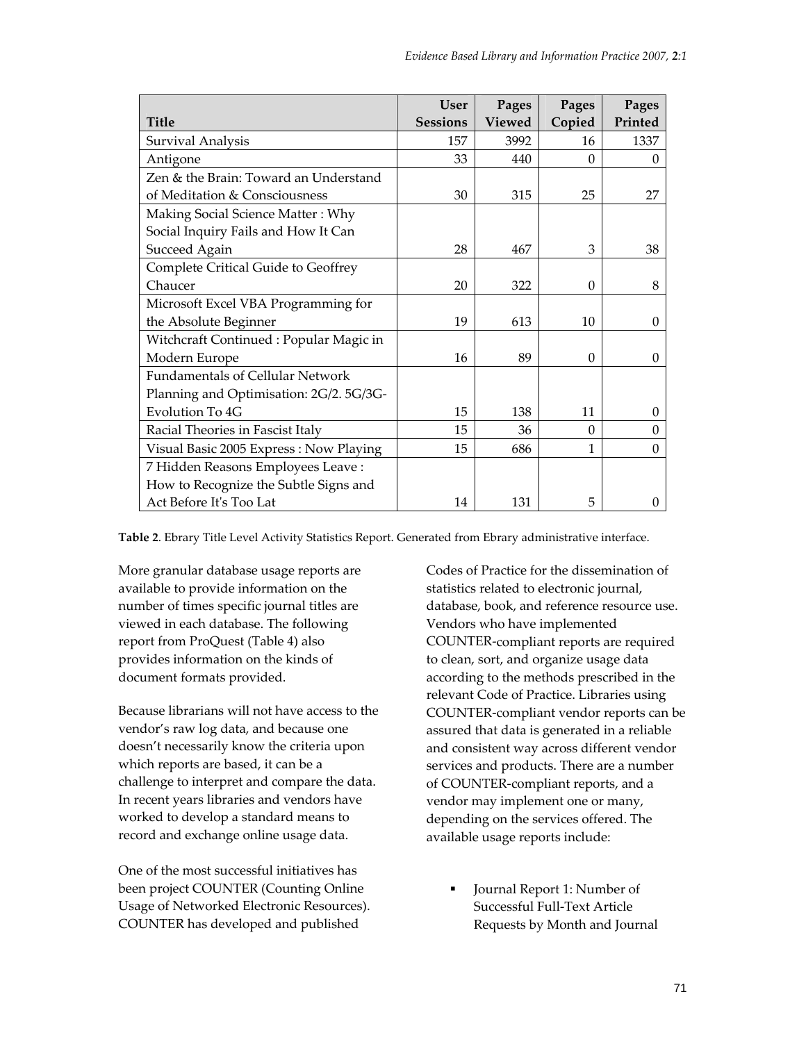| Title | User Sessions | Pages Viewed | Pages Copied | Pages Printed |
| --- | --- | --- | --- | --- |
| Survival Analysis | 157 | 3992 | 16 | 1337 |
| Antigone | 33 | 440 | 0 | 0 |
| Zen & the Brain: Toward an Understand of Meditation & Consciousness | 30 | 315 | 25 | 27 |
| Making Social Science Matter : Why Social Inquiry Fails and How It Can Succeed Again | 28 | 467 | 3 | 38 |
| Complete Critical Guide to Geoffrey Chaucer | 20 | 322 | 0 | 8 |
| Microsoft Excel VBA Programming for the Absolute Beginner | 19 | 613 | 10 | 0 |
| Witchcraft Continued : Popular Magic in Modern Europe | 16 | 89 | 0 | 0 |
| Fundamentals of Cellular Network Planning and Optimisation: 2G/2. 5G/3G-Evolution To 4G | 15 | 138 | 11 | 0 |
| Racial Theories in Fascist Italy | 15 | 36 | 0 | 0 |
| Visual Basic 2005 Express : Now Playing | 15 | 686 | 1 | 0 |
| 7 Hidden Reasons Employees Leave : How to Recognize the Subtle Signs and Act Before It's Too Lat | 14 | 131 | 5 | 0 |

**Table 2**. Ebrary Title Level Activity Statistics Report. Generated from Ebrary administrative interface.

More granular database usage reports are available to provide information on the number of times specific journal titles are viewed in each database. The following report from ProQuest (Table 4) also provides information on the kinds of document formats provided.

Because librarians will not have access to the vendor's raw log data, and because one doesn't necessarily know the criteria upon which reports are based, it can be a challenge to interpret and compare the data. In recent years libraries and vendors have worked to develop a standard means to record and exchange online usage data.

One of the most successful initiatives has been project COUNTER (Counting Online Usage of Networked Electronic Resources). COUNTER has developed and published Codes of Practice for the dissemination of statistics related to electronic journal, database, book, and reference resource use. Vendors who have implemented COUNTER-compliant reports are required to clean, sort, and organize usage data according to the methods prescribed in the relevant Code of Practice. Libraries using COUNTER-compliant vendor reports can be assured that data is generated in a reliable and consistent way across different vendor services and products. There are a number of COUNTER-compliant reports, and a vendor may implement one or many, depending on the services offered. The available usage reports include:

- Journal Report 1: Number of Successful Full-Text Article Requests by Month and Journal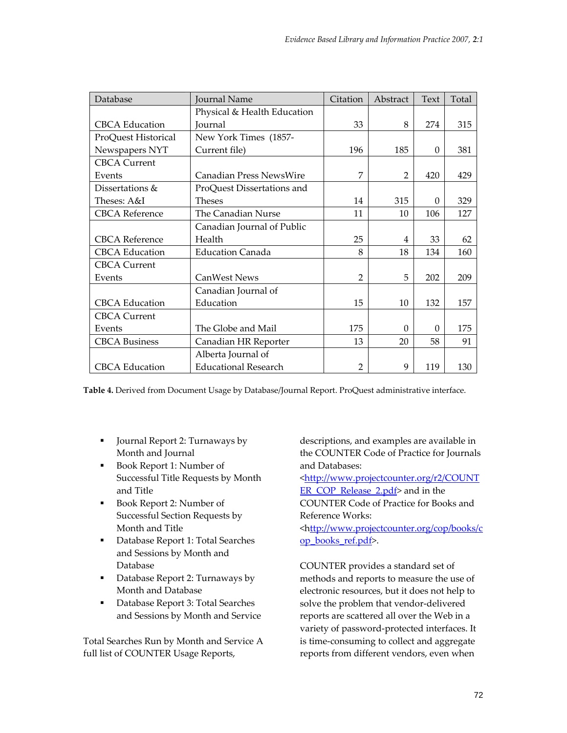| Database | Journal Name | Citation | Abstract | Text | Total |
| --- | --- | --- | --- | --- | --- |
| CBCA Education | Physical & Health Education Journal | 33 | 8 | 274 | 315 |
| ProQuest Historical Newspapers NYT | New York Times (1857-Current file) | 196 | 185 | 0 | 381 |
| CBCA Current Events | Canadian Press NewsWire | 7 | 2 | 420 | 429 |
| Dissertations & Theses: A&I | ProQuest Dissertations and Theses | 14 | 315 | 0 | 329 |
| CBCA Reference | The Canadian Nurse | 11 | 10 | 106 | 127 |
| CBCA Reference | Canadian Journal of Public Health | 25 | 4 | 33 | 62 |
| CBCA Education | Education Canada | 8 | 18 | 134 | 160 |
| CBCA Current Events | CanWest News | 2 | 5 | 202 | 209 |
| CBCA Education | Canadian Journal of Education | 15 | 10 | 132 | 157 |
| CBCA Current Events | The Globe and Mail | 175 | 0 | 0 | 175 |
| CBCA Business | Canadian HR Reporter | 13 | 20 | 58 | 91 |
| CBCA Education | Alberta Journal of Educational Research | 2 | 9 | 119 | 130 |

**Table 4.** Derived from Document Usage by Database/Journal Report. ProQuest administrative interface.

- Journal Report 2: Turnaways by Month and Journal
- Book Report 1: Number of Successful Title Requests by Month and Title
- Book Report 2: Number of Successful Section Requests by Month and Title
- Database Report 1: Total Searches and Sessions by Month and Database
- Database Report 2: Turnaways by Month and Database
- Database Report 3: Total Searches and Sessions by Month and Service

Total Searches Run by Month and Service A full list of COUNTER Usage Reports, descriptions, and examples are available in the COUNTER Code of Practice for Journals and Databases: <http://www.projectcounter.org/r2/COUNTER_COP_Release_2.pdf> and in the COUNTER Code of Practice for Books and Reference Works: <http://www.projectcounter.org/cop/books/cop_books_ref.pdf>.

COUNTER provides a standard set of methods and reports to measure the use of electronic resources, but it does not help to solve the problem that vendor-delivered reports are scattered all over the Web in a variety of password-protected interfaces. It is time-consuming to collect and aggregate reports from different vendors, even when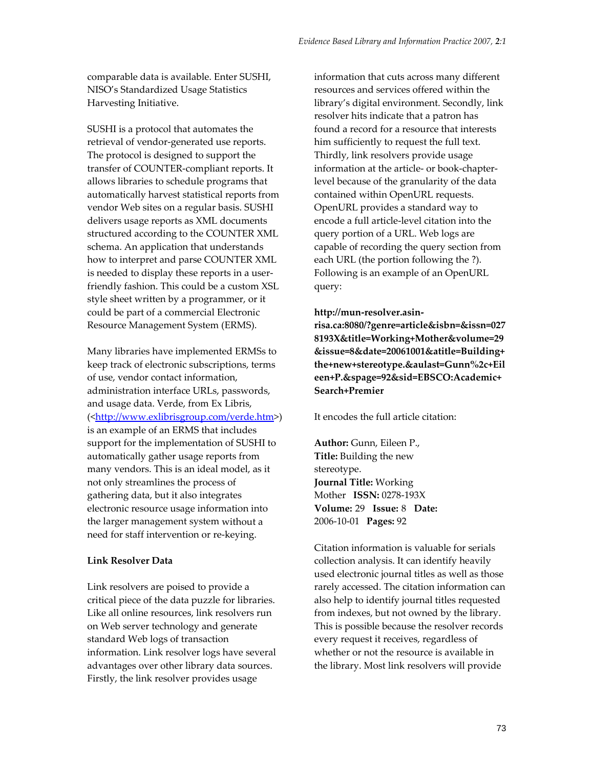comparable data is available. Enter SUSHI, NISO's Standardized Usage Statistics Harvesting Initiative.

SUSHI is a protocol that automates the retrieval of vendor-generated use reports. The protocol is designed to support the transfer of COUNTER-compliant reports. It allows libraries to schedule programs that automatically harvest statistical reports from vendor Web sites on a regular basis. SUSHI delivers usage reports as XML documents structured according to the COUNTER XML schema. An application that understands how to interpret and parse COUNTER XML is needed to display these reports in a user-friendly fashion. This could be a custom XSL style sheet written by a programmer, or it could be part of a commercial Electronic Resource Management System (ERMS).

Many libraries have implemented ERMSs to keep track of electronic subscriptions, terms of use, vendor contact information, administration interface URLs, passwords, and usage data. Verde, from Ex Libris, (<http://www.exlibrisgroup.com/verde.htm>) is an example of an ERMS that includes support for the implementation of SUSHI to automatically gather usage reports from many vendors. This is an ideal model, as it not only streamlines the process of gathering data, but it also integrates electronic resource usage information into the larger management system without a need for staff intervention or re-keying.

**Link Resolver Data**

Link resolvers are poised to provide a critical piece of the data puzzle for libraries. Like all online resources, link resolvers run on Web server technology and generate standard Web logs of transaction information. Link resolver logs have several advantages over other library data sources. Firstly, the link resolver provides usage information that cuts across many different resources and services offered within the library's digital environment. Secondly, link resolver hits indicate that a patron has found a record for a resource that interests him sufficiently to request the full text. Thirdly, link resolvers provide usage information at the article- or book-chapter-level because of the granularity of the data contained within OpenURL requests. OpenURL provides a standard way to encode a full article-level citation into the query portion of a URL. Web logs are capable of recording the query section from each URL (the portion following the ?). Following is an example of an OpenURL query:

**http://mun-resolver.asin-risa.ca:8080/?genre=article&isbn=&issn=0278193X&title=Working+Mother&volume=29&issue=8&date=20061001&atitle=Building+the+new+stereotype.&aulast=Gunn%2c+Eileen+P.&spage=92&sid=EBSCO:Academic+Search+Premier**

It encodes the full article citation:

**Author:** Gunn, Eileen P.,
**Title:** Building the new stereotype.
**Journal Title:** Working Mother **ISSN:** 0278-193X
**Volume:** 29 **Issue:** 8 **Date:** 2006-10-01 **Pages:** 92

Citation information is valuable for serials collection analysis. It can identify heavily used electronic journal titles as well as those rarely accessed. The citation information can also help to identify journal titles requested from indexes, but not owned by the library. This is possible because the resolver records every request it receives, regardless of whether or not the resource is available in the library. Most link resolvers will provide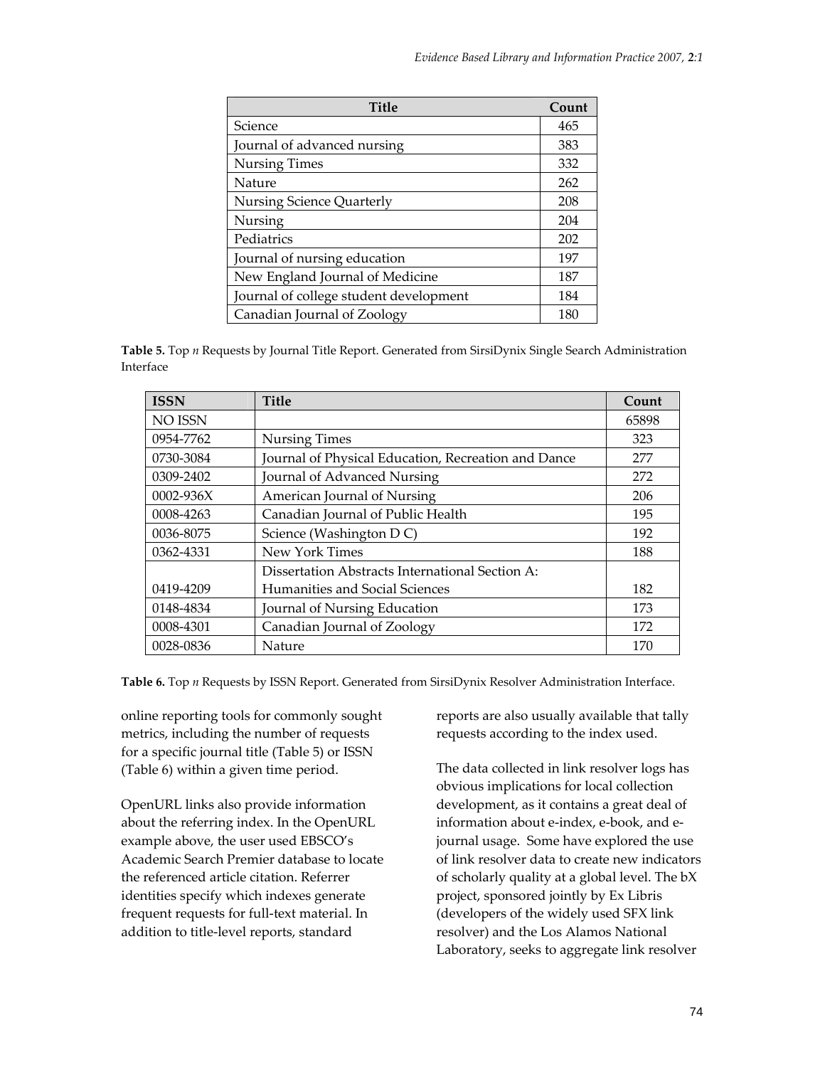| Title | Count |
|---|---|
| Science | 465 |
| Journal of advanced nursing | 383 |
| Nursing Times | 332 |
| Nature | 262 |
| Nursing Science Quarterly | 208 |
| Nursing | 204 |
| Pediatrics | 202 |
| Journal of nursing education | 197 |
| New England Journal of Medicine | 187 |
| Journal of college student development | 184 |
| Canadian Journal of Zoology | 180 |

**Table 5.** Top *n* Requests by Journal Title Report. Generated from SirsiDynix Single Search Administration Interface

| ISSN | Title | Count |
|---|---|---|
| NO ISSN | | 65898 |
| 0954-7762 | Nursing Times | 323 |
| 0730-3084 | Journal of Physical Education, Recreation and Dance | 277 |
| 0309-2402 | Journal of Advanced Nursing | 272 |
| 0002-936X | American Journal of Nursing | 206 |
| 0008-4263 | Canadian Journal of Public Health | 195 |
| 0036-8075 | Science (Washington D C) | 192 |
| 0362-4331 | New York Times | 188 |
| 0419-4209 | Dissertation Abstracts International Section A: Humanities and Social Sciences | 182 |
| 0148-4834 | Journal of Nursing Education | 173 |
| 0008-4301 | Canadian Journal of Zoology | 172 |
| 0028-0836 | Nature | 170 |

**Table 6.** Top *n* Requests by ISSN Report. Generated from SirsiDynix Resolver Administration Interface.

online reporting tools for commonly sought metrics, including the number of requests for a specific journal title (Table 5) or ISSN (Table 6) within a given time period.

OpenURL links also provide information about the referring index. In the OpenURL example above, the user used EBSCO's Academic Search Premier database to locate the referenced article citation. Referrer identities specify which indexes generate frequent requests for full-text material. In addition to title-level reports, standard reports are also usually available that tally requests according to the index used.

The data collected in link resolver logs has obvious implications for local collection development, as it contains a great deal of information about e-index, e-book, and e-journal usage. Some have explored the use of link resolver data to create new indicators of scholarly quality at a global level. The bX project, sponsored jointly by Ex Libris (developers of the widely used SFX link resolver) and the Los Alamos National Laboratory, seeks to aggregate link resolver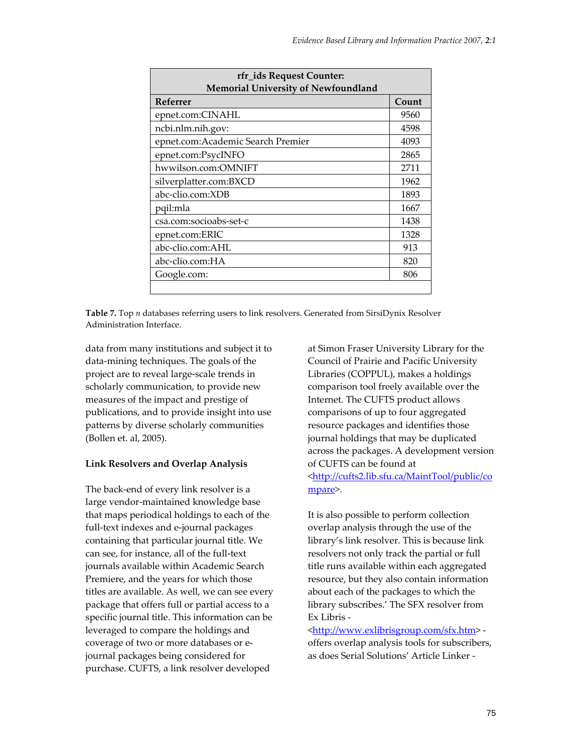| rfr_ids Request Counter: Memorial University of Newfoundland | |
| --- | --- |
| **Referrer** | **Count** |
| epnet.com:CINAHL | 9560 |
| ncbi.nlm.nih.gov: | 4598 |
| epnet.com:Academic Search Premier | 4093 |
| epnet.com:PsycINFO | 2865 |
| hwwilson.com:OMNIFT | 2711 |
| silverplatter.com:BXCD | 1962 |
| abc-clio.com:XDB | 1893 |
| pqil:mla | 1667 |
| csa.com:socioabs-set-c | 1438 |
| epnet.com:ERIC | 1328 |
| abc-clio.com:AHL | 913 |
| abc-clio.com:HA | 820 |
| Google.com: | 806 |
| | |

**Table 7.** Top *n* databases referring users to link resolvers. Generated from SirsiDynix Resolver Administration Interface.

data from many institutions and subject it to data-mining techniques. The goals of the project are to reveal large-scale trends in scholarly communication, to provide new measures of the impact and prestige of publications, and to provide insight into use patterns by diverse scholarly communities (Bollen et. al, 2005).

**Link Resolvers and Overlap Analysis**

The back-end of every link resolver is a large vendor-maintained knowledge base that maps periodical holdings to each of the full-text indexes and e-journal packages containing that particular journal title. We can see, for instance, all of the full-text journals available within Academic Search Premiere, and the years for which those titles are available. As well, we can see every package that offers full or partial access to a specific journal title. This information can be leveraged to compare the holdings and coverage of two or more databases or e-journal packages being considered for purchase. CUFTS, a link resolver developed at Simon Fraser University Library for the Council of Prairie and Pacific University Libraries (COPPUL), makes a holdings comparison tool freely available over the Internet. The CUFTS product allows comparisons of up to four aggregated resource packages and identifies those journal holdings that may be duplicated across the packages. A development version of CUFTS can be found at <http://cufts2.lib.sfu.ca/MaintTool/public/compare>.

It is also possible to perform collection overlap analysis through the use of the library's link resolver. This is because link resolvers not only track the partial or full title runs available within each aggregated resource, but they also contain information about each of the packages to which the library subscribes.' The SFX resolver from Ex Libris - <http://www.exlibrisgroup.com/sfx.htm> - offers overlap analysis tools for subscribers, as does Serial Solutions' Article Linker -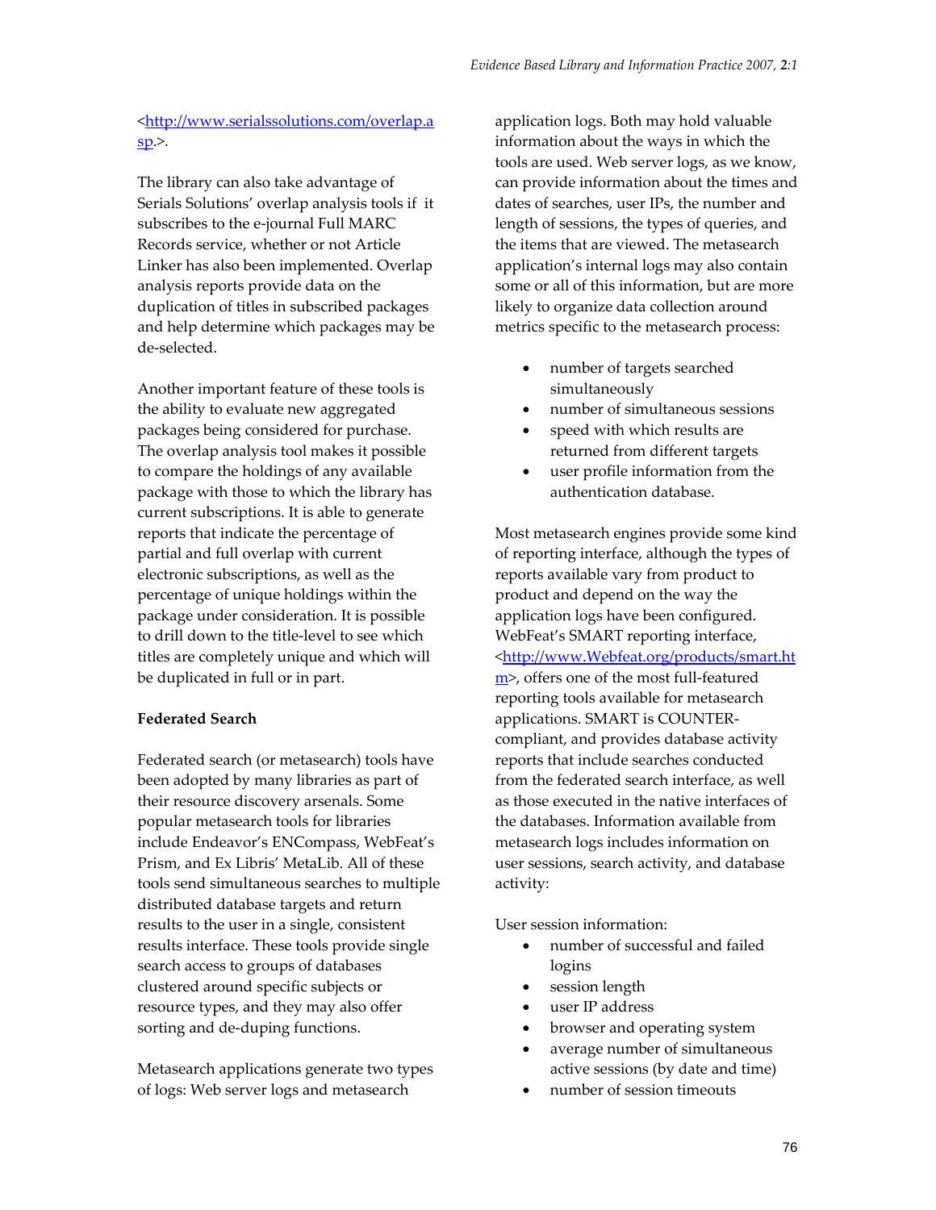<http://www.serialssolutions.com/overlap.asp>.

The library can also take advantage of Serials Solutions' overlap analysis tools if it subscribes to the e-journal Full MARC Records service, whether or not Article Linker has also been implemented. Overlap analysis reports provide data on the duplication of titles in subscribed packages and help determine which packages may be de-selected.

Another important feature of these tools is the ability to evaluate new aggregated packages being considered for purchase. The overlap analysis tool makes it possible to compare the holdings of any available package with those to which the library has current subscriptions. It is able to generate reports that indicate the percentage of partial and full overlap with current electronic subscriptions, as well as the percentage of unique holdings within the package under consideration. It is possible to drill down to the title-level to see which titles are completely unique and which will be duplicated in full or in part.

**Federated Search**

Federated search (or metasearch) tools have been adopted by many libraries as part of their resource discovery arsenals. Some popular metasearch tools for libraries include Endeavor's ENCompass, WebFeat's Prism, and Ex Libris' MetaLib. All of these tools send simultaneous searches to multiple distributed database targets and return results to the user in a single, consistent results interface. These tools provide single search access to groups of databases clustered around specific subjects or resource types, and they may also offer sorting and de-duping functions.

Metasearch applications generate two types of logs: Web server logs and metasearch application logs. Both may hold valuable information about the ways in which the tools are used. Web server logs, as we know, can provide information about the times and dates of searches, user IPs, the number and length of sessions, the types of queries, and the items that are viewed. The metasearch application's internal logs may also contain some or all of this information, but are more likely to organize data collection around metrics specific to the metasearch process:

- number of targets searched simultaneously
- number of simultaneous sessions
- speed with which results are returned from different targets
- user profile information from the authentication database.

Most metasearch engines provide some kind of reporting interface, although the types of reports available vary from product to product and depend on the way the application logs have been configured. WebFeat's SMART reporting interface, <http://www.Webfeat.org/products/smart.htm>, offers one of the most full-featured reporting tools available for metasearch applications. SMART is COUNTER-compliant, and provides database activity reports that include searches conducted from the federated search interface, as well as those executed in the native interfaces of the databases. Information available from metasearch logs includes information on user sessions, search activity, and database activity:

User session information:

- number of successful and failed logins
- session length
- user IP address
- browser and operating system
- average number of simultaneous active sessions (by date and time)
- number of session timeouts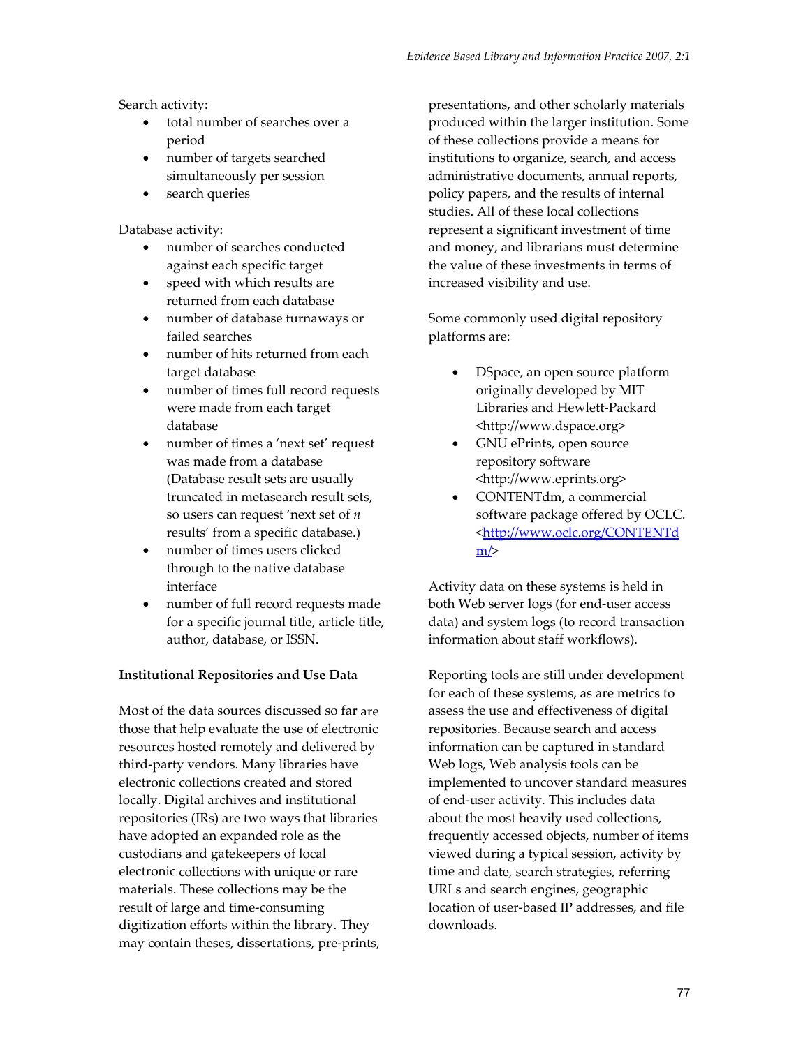Search activity:

- total number of searches over a period
- number of targets searched simultaneously per session
- search queries

Database activity:

- number of searches conducted against each specific target
- speed with which results are returned from each database
- number of database turnaways or failed searches
- number of hits returned from each target database
- number of times full record requests were made from each target database
- number of times a 'next set' request was made from a database (Database result sets are usually truncated in metasearch result sets, so users can request 'next set of *n* results' from a specific database.)
- number of times users clicked through to the native database interface
- number of full record requests made for a specific journal title, article title, author, database, or ISSN.

**Institutional Repositories and Use Data**

Most of the data sources discussed so far are those that help evaluate the use of electronic resources hosted remotely and delivered by third-party vendors. Many libraries have electronic collections created and stored locally. Digital archives and institutional repositories (IRs) are two ways that libraries have adopted an expanded role as the custodians and gatekeepers of local electronic collections with unique or rare materials. These collections may be the result of large and time-consuming digitization efforts within the library. They may contain theses, dissertations, pre-prints, presentations, and other scholarly materials produced within the larger institution. Some of these collections provide a means for institutions to organize, search, and access administrative documents, annual reports, policy papers, and the results of internal studies. All of these local collections represent a significant investment of time and money, and librarians must determine the value of these investments in terms of increased visibility and use.

Some commonly used digital repository platforms are:

- DSpace, an open source platform originally developed by MIT Libraries and Hewlett-Packard <http://www.dspace.org>
- GNU ePrints, open source repository software <http://www.eprints.org>
- CONTENTdm, a commercial software package offered by OCLC. <http://www.oclc.org/CONTENTdm/>

Activity data on these systems is held in both Web server logs (for end-user access data) and system logs (to record transaction information about staff workflows).

Reporting tools are still under development for each of these systems, as are metrics to assess the use and effectiveness of digital repositories. Because search and access information can be captured in standard Web logs, Web analysis tools can be implemented to uncover standard measures of end-user activity. This includes data about the most heavily used collections, frequently accessed objects, number of items viewed during a typical session, activity by time and date, search strategies, referring URLs and search engines, geographic location of user-based IP addresses, and file downloads.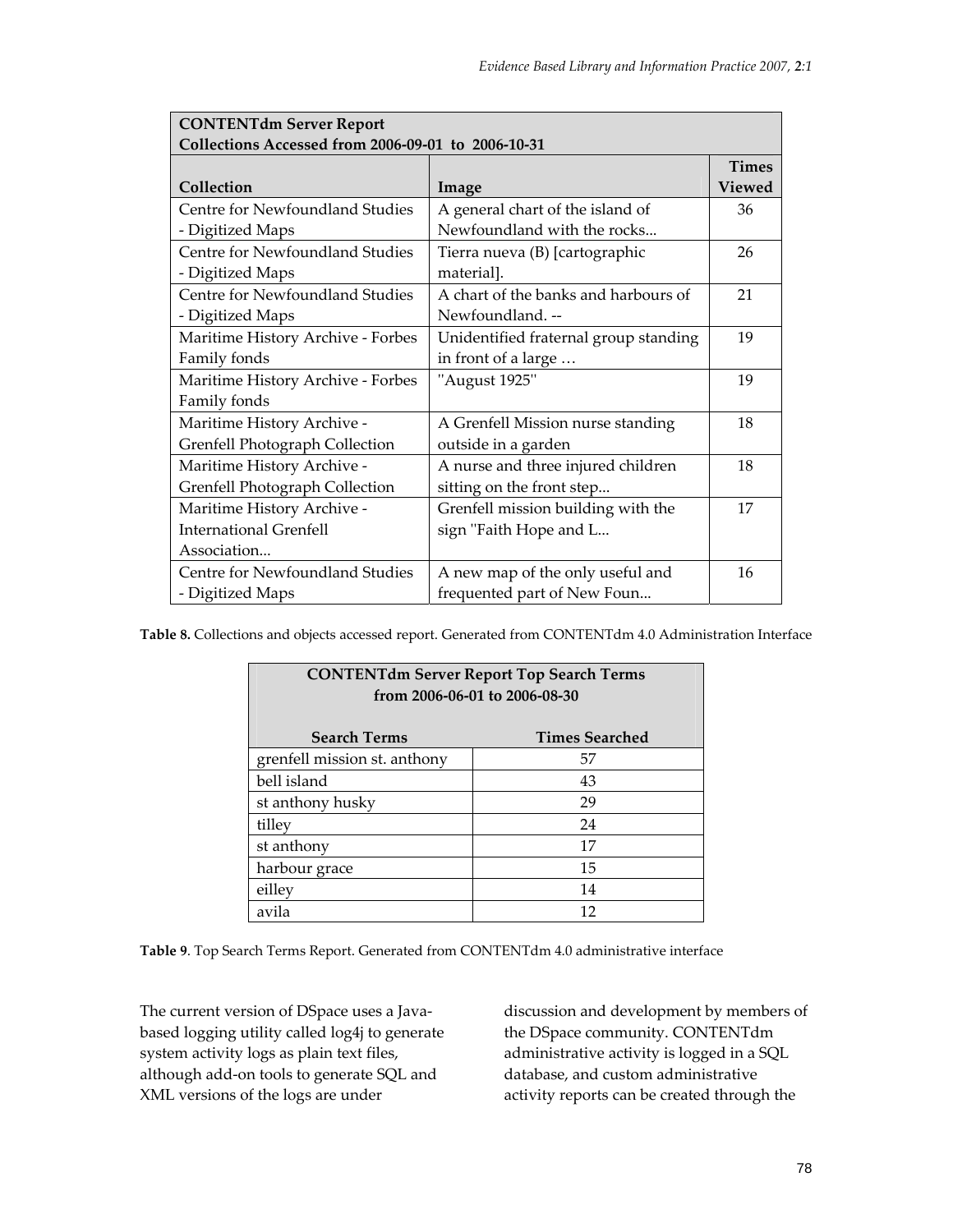| CONTENTdm Server Report<br>Collections Accessed from 2006-09-01 to 2006-10-31 | | |
|---|---|---|
| **Collection** | **Image** | **Times Viewed** |
| Centre for Newfoundland Studies - Digitized Maps | A general chart of the island of Newfoundland with the rocks... | 36 |
| Centre for Newfoundland Studies - Digitized Maps | Tierra nueva (B) [cartographic material]. | 26 |
| Centre for Newfoundland Studies - Digitized Maps | A chart of the banks and harbours of Newfoundland. -- | 21 |
| Maritime History Archive - Forbes Family fonds | Unidentified fraternal group standing in front of a large … | 19 |
| Maritime History Archive - Forbes Family fonds | "August 1925" | 19 |
| Maritime History Archive - Grenfell Photograph Collection | A Grenfell Mission nurse standing outside in a garden | 18 |
| Maritime History Archive - Grenfell Photograph Collection | A nurse and three injured children sitting on the front step... | 18 |
| Maritime History Archive - International Grenfell Association... | Grenfell mission building with the sign "Faith Hope and L... | 17 |
| Centre for Newfoundland Studies - Digitized Maps | A new map of the only useful and frequented part of New Foun... | 16 |

**Table 8.** Collections and objects accessed report. Generated from CONTENTdm 4.0 Administration Interface

| CONTENTdm Server Report Top Search Terms<br>from 2006-06-01 to 2006-08-30 | |
|---|---|
| **Search Terms** | **Times Searched** |
| grenfell mission st. anthony | 57 |
| bell island | 43 |
| st anthony husky | 29 |
| tilley | 24 |
| st anthony | 17 |
| harbour grace | 15 |
| eilley | 14 |
| avila | 12 |

**Table 9**. Top Search Terms Report. Generated from CONTENTdm 4.0 administrative interface

The current version of DSpace uses a Java-based logging utility called log4j to generate system activity logs as plain text files, although add-on tools to generate SQL and XML versions of the logs are under discussion and development by members of the DSpace community. CONTENTdm administrative activity is logged in a SQL database, and custom administrative activity reports can be created through the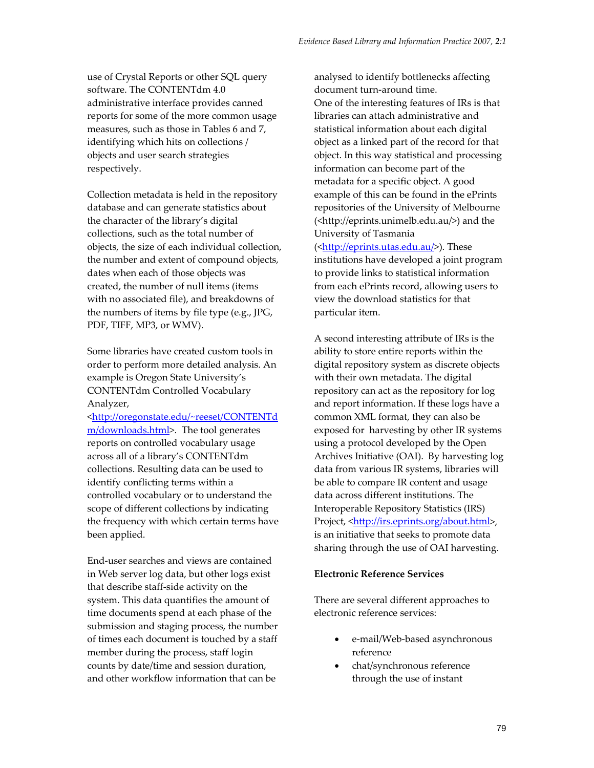use of Crystal Reports or other SQL query software. The CONTENTdm 4.0 administrative interface provides canned reports for some of the more common usage measures, such as those in Tables 6 and 7, identifying which hits on collections / objects and user search strategies respectively.

Collection metadata is held in the repository database and can generate statistics about the character of the library's digital collections, such as the total number of objects, the size of each individual collection, the number and extent of compound objects, dates when each of those objects was created, the number of null items (items with no associated file), and breakdowns of the numbers of items by file type (e.g., JPG, PDF, TIFF, MP3, or WMV).

Some libraries have created custom tools in order to perform more detailed analysis. An example is Oregon State University's CONTENTdm Controlled Vocabulary Analyzer, <http://oregonstate.edu/~reeset/CONTENTdm/downloads.html>. The tool generates reports on controlled vocabulary usage across all of a library's CONTENTdm collections. Resulting data can be used to identify conflicting terms within a controlled vocabulary or to understand the scope of different collections by indicating the frequency with which certain terms have been applied.

End-user searches and views are contained in Web server log data, but other logs exist that describe staff-side activity on the system. This data quantifies the amount of time documents spend at each phase of the submission and staging process, the number of times each document is touched by a staff member during the process, staff login counts by date/time and session duration, and other workflow information that can be analysed to identify bottlenecks affecting document turn-around time.

One of the interesting features of IRs is that libraries can attach administrative and statistical information about each digital object as a linked part of the record for that object. In this way statistical and processing information can become part of the metadata for a specific object. A good example of this can be found in the ePrints repositories of the University of Melbourne (<http://eprints.unimelb.edu.au/>) and the University of Tasmania (<http://eprints.utas.edu.au/>). These institutions have developed a joint program to provide links to statistical information from each ePrints record, allowing users to view the download statistics for that particular item.

A second interesting attribute of IRs is the ability to store entire reports within the digital repository system as discrete objects with their own metadata. The digital repository can act as the repository for log and report information. If these logs have a common XML format, they can also be exposed for harvesting by other IR systems using a protocol developed by the Open Archives Initiative (OAI). By harvesting log data from various IR systems, libraries will be able to compare IR content and usage data across different institutions. The Interoperable Repository Statistics (IRS) Project, <http://irs.eprints.org/about.html>, is an initiative that seeks to promote data sharing through the use of OAI harvesting.

**Electronic Reference Services**

There are several different approaches to electronic reference services:

- e-mail/Web-based asynchronous reference
- chat/synchronous reference through the use of instant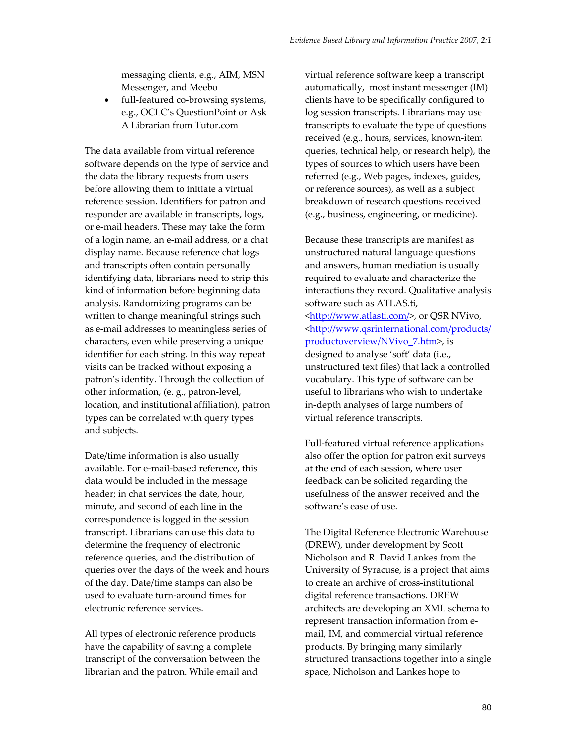messaging clients, e.g., AIM, MSN Messenger, and Meebo
- full-featured co-browsing systems, e.g., OCLC's QuestionPoint or Ask A Librarian from Tutor.com

The data available from virtual reference software depends on the type of service and the data the library requests from users before allowing them to initiate a virtual reference session. Identifiers for patron and responder are available in transcripts, logs, or e-mail headers. These may take the form of a login name, an e-mail address, or a chat display name. Because reference chat logs and transcripts often contain personally identifying data, librarians need to strip this kind of information before beginning data analysis. Randomizing programs can be written to change meaningful strings such as e-mail addresses to meaningless series of characters, even while preserving a unique identifier for each string. In this way repeat visits can be tracked without exposing a patron's identity. Through the collection of other information, (e. g., patron-level, location, and institutional affiliation), patron types can be correlated with query types and subjects.

Date/time information is also usually available. For e-mail-based reference, this data would be included in the message header; in chat services the date, hour, minute, and second of each line in the correspondence is logged in the session transcript. Librarians can use this data to determine the frequency of electronic reference queries, and the distribution of queries over the days of the week and hours of the day. Date/time stamps can also be used to evaluate turn-around times for electronic reference services.

All types of electronic reference products have the capability of saving a complete transcript of the conversation between the librarian and the patron. While email and virtual reference software keep a transcript automatically, most instant messenger (IM) clients have to be specifically configured to log session transcripts. Librarians may use transcripts to evaluate the type of questions received (e.g., hours, services, known-item queries, technical help, or research help), the types of sources to which users have been referred (e.g., Web pages, indexes, guides, or reference sources), as well as a subject breakdown of research questions received (e.g., business, engineering, or medicine).

Because these transcripts are manifest as unstructured natural language questions and answers, human mediation is usually required to evaluate and characterize the interactions they record. Qualitative analysis software such as ATLAS.ti, <http://www.atlasti.com/>, or QSR NVivo, <http://www.qsrinternational.com/products/productoverview/NVivo_7.htm>, is designed to analyse 'soft' data (i.e., unstructured text files) that lack a controlled vocabulary. This type of software can be useful to librarians who wish to undertake in-depth analyses of large numbers of virtual reference transcripts.

Full-featured virtual reference applications also offer the option for patron exit surveys at the end of each session, where user feedback can be solicited regarding the usefulness of the answer received and the software's ease of use.

The Digital Reference Electronic Warehouse (DREW), under development by Scott Nicholson and R. David Lankes from the University of Syracuse, is a project that aims to create an archive of cross-institutional digital reference transactions. DREW architects are developing an XML schema to represent transaction information from e-mail, IM, and commercial virtual reference products. By bringing many similarly structured transactions together into a single space, Nicholson and Lankes hope to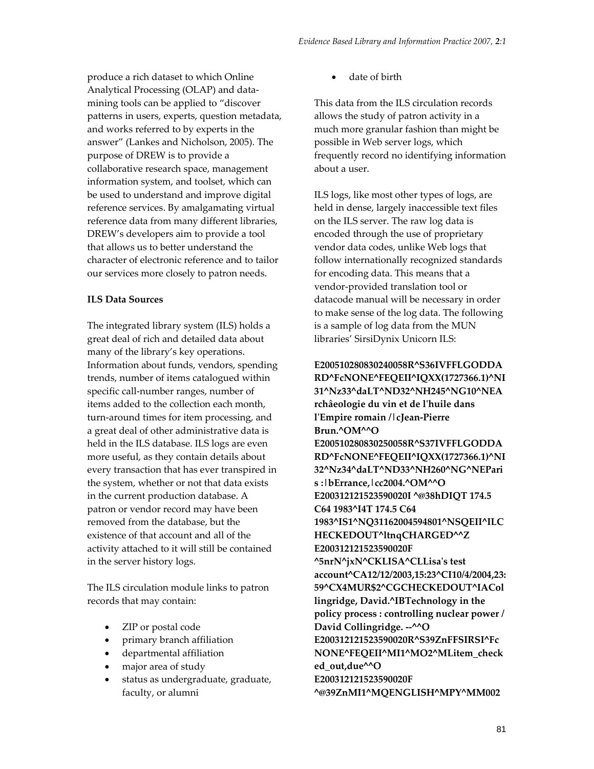produce a rich dataset to which Online Analytical Processing (OLAP) and data-mining tools can be applied to "discover patterns in users, experts, question metadata, and works referred to by experts in the answer" (Lankes and Nicholson, 2005). The purpose of DREW is to provide a collaborative research space, management information system, and toolset, which can be used to understand and improve digital reference services. By amalgamating virtual reference data from many different libraries, DREW's developers aim to provide a tool that allows us to better understand the character of electronic reference and to tailor our services more closely to patron needs.

**ILS Data Sources**

The integrated library system (ILS) holds a great deal of rich and detailed data about many of the library's key operations. Information about funds, vendors, spending trends, number of items catalogued within specific call-number ranges, number of items added to the collection each month, turn-around times for item processing, and a great deal of other administrative data is held in the ILS database. ILS logs are even more useful, as they contain details about every transaction that has ever transpired in the system, whether or not that data exists in the current production database. A patron or vendor record may have been removed from the database, but the existence of that account and all of the activity attached to it will still be contained in the server history logs.

The ILS circulation module links to patron records that may contain:

- ZIP or postal code
- primary branch affiliation
- departmental affiliation
- major area of study
- status as undergraduate, graduate, faculty, or alumni
- date of birth

This data from the ILS circulation records allows the study of patron activity in a much more granular fashion than might be possible in Web server logs, which frequently record no identifying information about a user.

ILS logs, like most other types of logs, are held in dense, largely inaccessible text files on the ILS server. The raw log data is encoded through the use of proprietary vendor data codes, unlike Web logs that follow internationally recognized standards for encoding data. This means that a vendor-provided translation tool or datacode manual will be necessary in order to make sense of the log data. The following is a sample of log data from the MUN libraries' SirsiDynix Unicorn ILS:

**E200510280830240058R^S36IVFFLGODDARD^FcNONE^FEQEII^IQXX(1727366.1)^NI31^Nz33^daLT^ND32^NH245^NG10^NEArchâeologie du vin et de l'huile dans l'Empire romain /|cJean-Pierre Brun.^OM^^O**
**E200510280830250058R^S37IVFFLGODDARD^FcNONE^FEQEII^IQXX(1727366.1)^NI32^Nz34^daLT^ND33^NH260^NG^NEParis :|bErrance,|cc2004.^OM^^O**
**E200312121523590020I ^@38hDIQT 174.5 C64 1983^I4T 174.5 C64 1983^IS1^NQ31162004594801^NSQEII^ILCHECKEDOUT^ltnqCHARGED^^Z**
**E200312121523590020F ^5nrN^jxN^CKLISA^CLLisa's test account^CA12/12/2003,15:23^CI10/4/2004,23:59^CX4MUR$2^CGCHECKEDOUT^IACollingridge, David.^IBTechnology in the policy process : controlling nuclear power / David Collingridge. --^^O**
**E200312121523590020R^S39ZnFFSIRSI^FcNONE^FEQEII^MI1^MO2^MLitem_checked_out,due^^O**
**E200312121523590020F ^@39ZnMI1^MQENGLISH^MPY^MM002**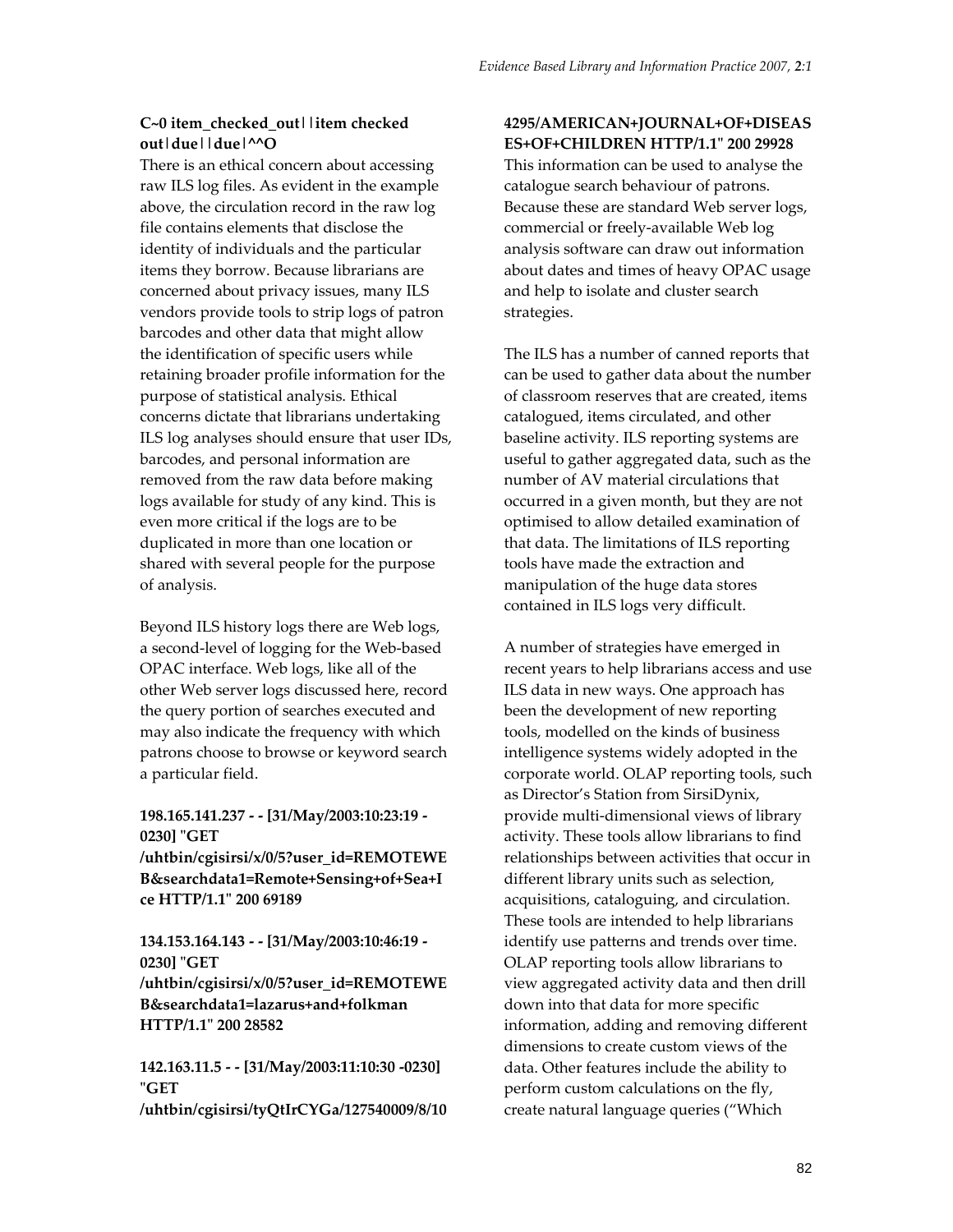**C~0 item_checked_out||item checked out|due||due|^^O**

There is an ethical concern about accessing raw ILS log files. As evident in the example above, the circulation record in the raw log file contains elements that disclose the identity of individuals and the particular items they borrow. Because librarians are concerned about privacy issues, many ILS vendors provide tools to strip logs of patron barcodes and other data that might allow the identification of specific users while retaining broader profile information for the purpose of statistical analysis. Ethical concerns dictate that librarians undertaking ILS log analyses should ensure that user IDs, barcodes, and personal information are removed from the raw data before making logs available for study of any kind. This is even more critical if the logs are to be duplicated in more than one location or shared with several people for the purpose of analysis.

Beyond ILS history logs there are Web logs, a second-level of logging for the Web-based OPAC interface. Web logs, like all of the other Web server logs discussed here, record the query portion of searches executed and may also indicate the frequency with which patrons choose to browse or keyword search a particular field.

**198.165.141.237 - - [31/May/2003:10:23:19 -0230] "GET /uhtbin/cgisirsi/x/0/5?user_id=REMOTEWEB&searchdata1=Remote+Sensing+of+Sea+Ice HTTP/1.1" 200 69189**

**134.153.164.143 - - [31/May/2003:10:46:19 -0230] "GET /uhtbin/cgisirsi/x/0/5?user_id=REMOTEWEB&searchdata1=lazarus+and+folkman HTTP/1.1" 200 28582**

**142.163.11.5 - - [31/May/2003:11:10:30 -0230] "GET /uhtbin/cgisirsi/tyQtIrCYGa/127540009/8/104295/AMERICAN+JOURNAL+OF+DISEASES+OF+CHILDREN HTTP/1.1" 200 29928**

This information can be used to analyse the catalogue search behaviour of patrons. Because these are standard Web server logs, commercial or freely-available Web log analysis software can draw out information about dates and times of heavy OPAC usage and help to isolate and cluster search strategies.

The ILS has a number of canned reports that can be used to gather data about the number of classroom reserves that are created, items catalogued, items circulated, and other baseline activity. ILS reporting systems are useful to gather aggregated data, such as the number of AV material circulations that occurred in a given month, but they are not optimised to allow detailed examination of that data. The limitations of ILS reporting tools have made the extraction and manipulation of the huge data stores contained in ILS logs very difficult.

A number of strategies have emerged in recent years to help librarians access and use ILS data in new ways. One approach has been the development of new reporting tools, modelled on the kinds of business intelligence systems widely adopted in the corporate world. OLAP reporting tools, such as Director's Station from SirsiDynix, provide multi-dimensional views of library activity. These tools allow librarians to find relationships between activities that occur in different library units such as selection, acquisitions, cataloguing, and circulation. These tools are intended to help librarians identify use patterns and trends over time. OLAP reporting tools allow librarians to view aggregated activity data and then drill down into that data for more specific information, adding and removing different dimensions to create custom views of the data. Other features include the ability to perform custom calculations on the fly, create natural language queries ("Which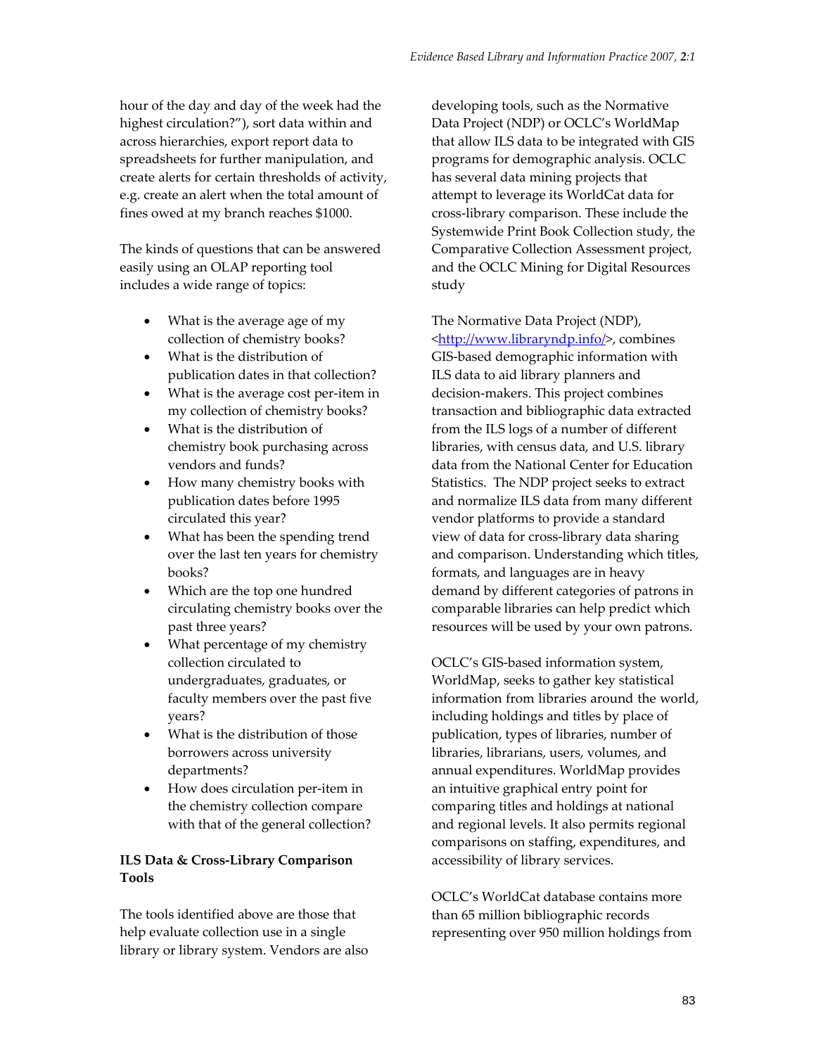hour of the day and day of the week had the highest circulation?"), sort data within and across hierarchies, export report data to spreadsheets for further manipulation, and create alerts for certain thresholds of activity, e.g. create an alert when the total amount of fines owed at my branch reaches $1000.

The kinds of questions that can be answered easily using an OLAP reporting tool includes a wide range of topics:

- What is the average age of my collection of chemistry books?
- What is the distribution of publication dates in that collection?
- What is the average cost per-item in my collection of chemistry books?
- What is the distribution of chemistry book purchasing across vendors and funds?
- How many chemistry books with publication dates before 1995 circulated this year?
- What has been the spending trend over the last ten years for chemistry books?
- Which are the top one hundred circulating chemistry books over the past three years?
- What percentage of my chemistry collection circulated to undergraduates, graduates, or faculty members over the past five years?
- What is the distribution of those borrowers across university departments?
- How does circulation per-item in the chemistry collection compare with that of the general collection?

**ILS Data & Cross-Library Comparison Tools**

The tools identified above are those that help evaluate collection use in a single library or library system. Vendors are also developing tools, such as the Normative Data Project (NDP) or OCLC's WorldMap that allow ILS data to be integrated with GIS programs for demographic analysis. OCLC has several data mining projects that attempt to leverage its WorldCat data for cross-library comparison. These include the Systemwide Print Book Collection study, the Comparative Collection Assessment project, and the OCLC Mining for Digital Resources study

The Normative Data Project (NDP), <http://www.libraryndp.info/>, combines GIS-based demographic information with ILS data to aid library planners and decision-makers. This project combines transaction and bibliographic data extracted from the ILS logs of a number of different libraries, with census data, and U.S. library data from the National Center for Education Statistics. The NDP project seeks to extract and normalize ILS data from many different vendor platforms to provide a standard view of data for cross-library data sharing and comparison. Understanding which titles, formats, and languages are in heavy demand by different categories of patrons in comparable libraries can help predict which resources will be used by your own patrons.

OCLC's GIS-based information system, WorldMap, seeks to gather key statistical information from libraries around the world, including holdings and titles by place of publication, types of libraries, number of libraries, librarians, users, volumes, and annual expenditures. WorldMap provides an intuitive graphical entry point for comparing titles and holdings at national and regional levels. It also permits regional comparisons on staffing, expenditures, and accessibility of library services.

OCLC's WorldCat database contains more than 65 million bibliographic records representing over 950 million holdings from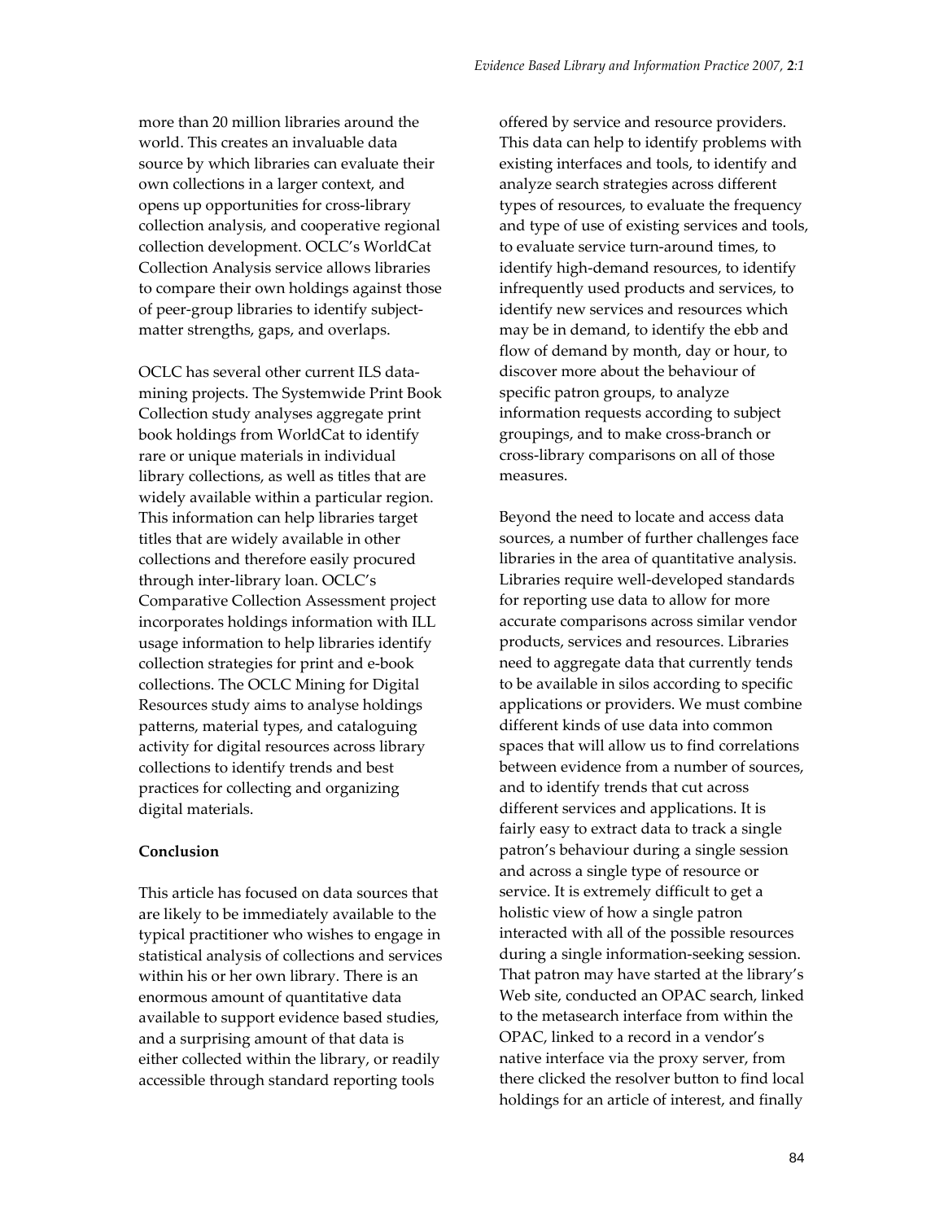more than 20 million libraries around the world. This creates an invaluable data source by which libraries can evaluate their own collections in a larger context, and opens up opportunities for cross-library collection analysis, and cooperative regional collection development. OCLC's WorldCat Collection Analysis service allows libraries to compare their own holdings against those of peer-group libraries to identify subject-matter strengths, gaps, and overlaps.

OCLC has several other current ILS data-mining projects. The Systemwide Print Book Collection study analyses aggregate print book holdings from WorldCat to identify rare or unique materials in individual library collections, as well as titles that are widely available within a particular region. This information can help libraries target titles that are widely available in other collections and therefore easily procured through inter-library loan. OCLC's Comparative Collection Assessment project incorporates holdings information with ILL usage information to help libraries identify collection strategies for print and e-book collections. The OCLC Mining for Digital Resources study aims to analyse holdings patterns, material types, and cataloguing activity for digital resources across library collections to identify trends and best practices for collecting and organizing digital materials.

**Conclusion**

This article has focused on data sources that are likely to be immediately available to the typical practitioner who wishes to engage in statistical analysis of collections and services within his or her own library. There is an enormous amount of quantitative data available to support evidence based studies, and a surprising amount of that data is either collected within the library, or readily accessible through standard reporting tools offered by service and resource providers. This data can help to identify problems with existing interfaces and tools, to identify and analyze search strategies across different types of resources, to evaluate the frequency and type of use of existing services and tools, to evaluate service turn-around times, to identify high-demand resources, to identify infrequently used products and services, to identify new services and resources which may be in demand, to identify the ebb and flow of demand by month, day or hour, to discover more about the behaviour of specific patron groups, to analyze information requests according to subject groupings, and to make cross-branch or cross-library comparisons on all of those measures.

Beyond the need to locate and access data sources, a number of further challenges face libraries in the area of quantitative analysis. Libraries require well-developed standards for reporting use data to allow for more accurate comparisons across similar vendor products, services and resources. Libraries need to aggregate data that currently tends to be available in silos according to specific applications or providers. We must combine different kinds of use data into common spaces that will allow us to find correlations between evidence from a number of sources, and to identify trends that cut across different services and applications. It is fairly easy to extract data to track a single patron's behaviour during a single session and across a single type of resource or service. It is extremely difficult to get a holistic view of how a single patron interacted with all of the possible resources during a single information-seeking session. That patron may have started at the library's Web site, conducted an OPAC search, linked to the metasearch interface from within the OPAC, linked to a record in a vendor's native interface via the proxy server, from there clicked the resolver button to find local holdings for an article of interest, and finally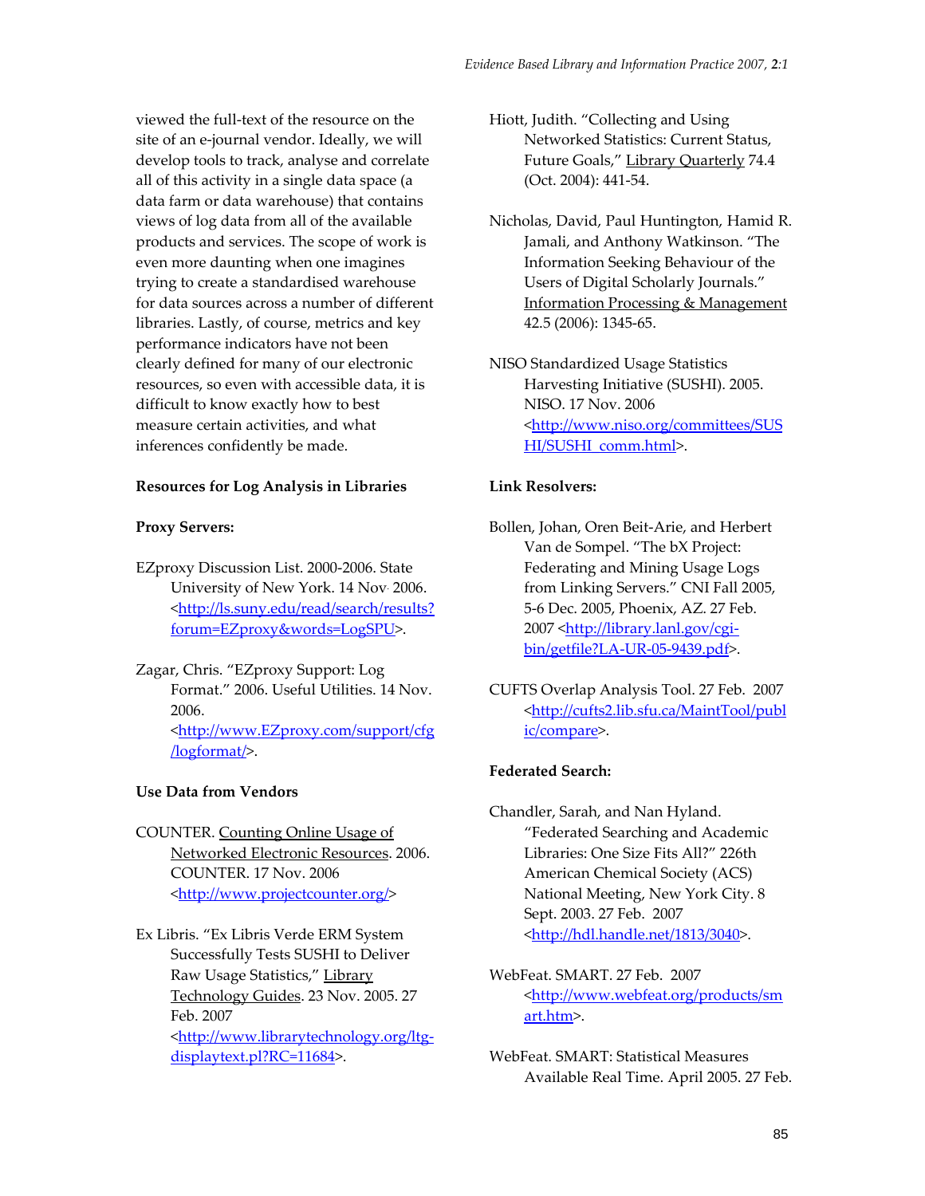viewed the full-text of the resource on the site of an e-journal vendor. Ideally, we will develop tools to track, analyse and correlate all of this activity in a single data space (a data farm or data warehouse) that contains views of log data from all of the available products and services. The scope of work is even more daunting when one imagines trying to create a standardised warehouse for data sources across a number of different libraries. Lastly, of course, metrics and key performance indicators have not been clearly defined for many of our electronic resources, so even with accessible data, it is difficult to know exactly how to best measure certain activities, and what inferences confidently be made.

**Resources for Log Analysis in Libraries**

**Proxy Servers:**

EZproxy Discussion List. 2000-2006. State University of New York. 14 Nov. 2006. <http://ls.suny.edu/read/search/results?forum=EZproxy&words=LogSPU>.

Zagar, Chris. "EZproxy Support: Log Format." 2006. Useful Utilities. 14 Nov. 2006. <http://www.EZproxy.com/support/cfg/logformat/>.

**Use Data from Vendors**

COUNTER. Counting Online Usage of Networked Electronic Resources. 2006. COUNTER. 17 Nov. 2006 <http://www.projectcounter.org/>

Ex Libris. "Ex Libris Verde ERM System Successfully Tests SUSHI to Deliver Raw Usage Statistics," Library Technology Guides. 23 Nov. 2005. 27 Feb. 2007 <http://www.librarytechnology.org/ltg-displaytext.pl?RC=11684>.

Hiott, Judith. "Collecting and Using Networked Statistics: Current Status, Future Goals," Library Quarterly 74.4 (Oct. 2004): 441-54.

Nicholas, David, Paul Huntington, Hamid R. Jamali, and Anthony Watkinson. "The Information Seeking Behaviour of the Users of Digital Scholarly Journals." Information Processing & Management 42.5 (2006): 1345-65.

NISO Standardized Usage Statistics Harvesting Initiative (SUSHI). 2005. NISO. 17 Nov. 2006 <http://www.niso.org/committees/SUSHI/SUSHI_comm.html>.

**Link Resolvers:**

Bollen, Johan, Oren Beit-Arie, and Herbert Van de Sompel. "The bX Project: Federating and Mining Usage Logs from Linking Servers." CNI Fall 2005, 5-6 Dec. 2005, Phoenix, AZ. 27 Feb. 2007 <http://library.lanl.gov/cgi-bin/getfile?LA-UR-05-9439.pdf>.

CUFTS Overlap Analysis Tool. 27 Feb. 2007 <http://cufts2.lib.sfu.ca/MaintTool/public/compare>.

**Federated Search:**

Chandler, Sarah, and Nan Hyland. "Federated Searching and Academic Libraries: One Size Fits All?" 226th American Chemical Society (ACS) National Meeting, New York City. 8 Sept. 2003. 27 Feb. 2007 <http://hdl.handle.net/1813/3040>.

WebFeat. SMART. 27 Feb. 2007 <http://www.webfeat.org/products/smart.htm>.

WebFeat. SMART: Statistical Measures Available Real Time. April 2005. 27 Feb.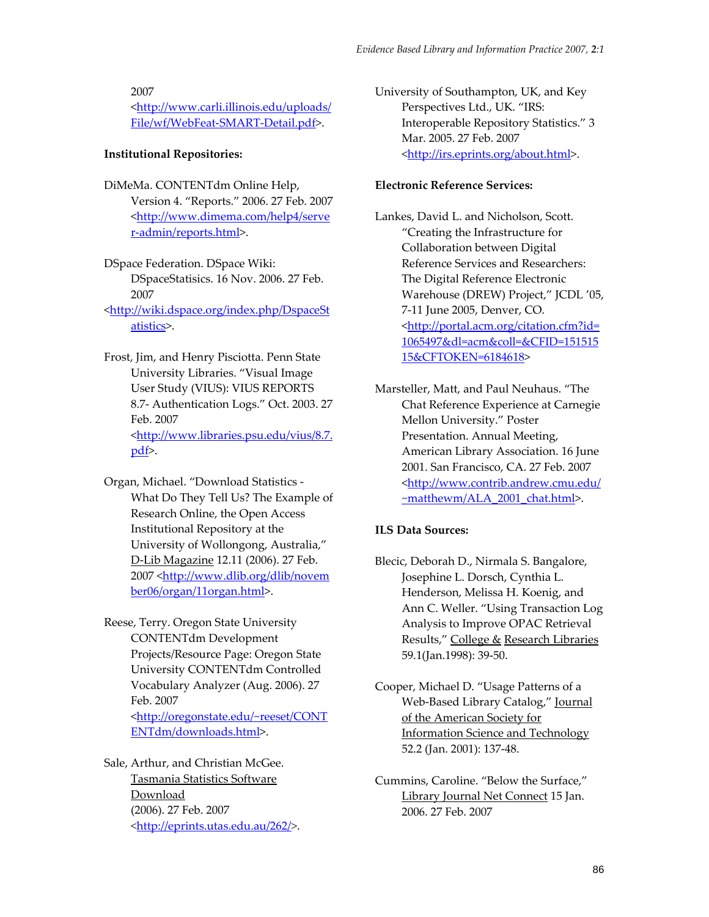2007 <http://www.carli.illinois.edu/uploads/File/wf/WebFeat-SMART-Detail.pdf>.

**Institutional Repositories:**

DiMeMa. CONTENTdm Online Help, Version 4. "Reports." 2006. 27 Feb. 2007 <http://www.dimema.com/help4/server-admin/reports.html>.

DSpace Federation. DSpace Wiki: DSpaceStatisics. 16 Nov. 2006. 27 Feb. 2007 <http://wiki.dspace.org/index.php/DspaceStatistics>.

Frost, Jim, and Henry Pisciotta. Penn State University Libraries. "Visual Image User Study (VIUS): VIUS REPORTS 8.7- Authentication Logs." Oct. 2003. 27 Feb. 2007 <http://www.libraries.psu.edu/vius/8.7.pdf>.

Organ, Michael. "Download Statistics - What Do They Tell Us? The Example of Research Online, the Open Access Institutional Repository at the University of Wollongong, Australia," D-Lib Magazine 12.11 (2006). 27 Feb. 2007 <http://www.dlib.org/dlib/november06/organ/11organ.html>.

Reese, Terry. Oregon State University CONTENTdm Development Projects/Resource Page: Oregon State University CONTENTdm Controlled Vocabulary Analyzer (Aug. 2006). 27 Feb. 2007 <http://oregonstate.edu/~reeset/CONTENTdm/downloads.html>.

Sale, Arthur, and Christian McGee. Tasmania Statistics Software Download (2006). 27 Feb. 2007 <http://eprints.utas.edu.au/262/>.

University of Southampton, UK, and Key Perspectives Ltd., UK. "IRS: Interoperable Repository Statistics." 3 Mar. 2005. 27 Feb. 2007 <http://irs.eprints.org/about.html>.

**Electronic Reference Services:**

Lankes, David L. and Nicholson, Scott. "Creating the Infrastructure for Collaboration between Digital Reference Services and Researchers: The Digital Reference Electronic Warehouse (DREW) Project," JCDL '05, 7-11 June 2005, Denver, CO. <http://portal.acm.org/citation.cfm?id=1065497&dl=acm&coll=&CFID=15151515&CFTOKEN=6184618>

Marsteller, Matt, and Paul Neuhaus. "The Chat Reference Experience at Carnegie Mellon University." Poster Presentation. Annual Meeting, American Library Association. 16 June 2001. San Francisco, CA. 27 Feb. 2007 <http://www.contrib.andrew.cmu.edu/~matthewm/ALA_2001_chat.html>.

**ILS Data Sources:**

Blecic, Deborah D., Nirmala S. Bangalore, Josephine L. Dorsch, Cynthia L. Henderson, Melissa H. Koenig, and Ann C. Weller. "Using Transaction Log Analysis to Improve OPAC Retrieval Results," College & Research Libraries 59.1(Jan.1998): 39-50.

Cooper, Michael D. "Usage Patterns of a Web-Based Library Catalog," Journal of the American Society for Information Science and Technology 52.2 (Jan. 2001): 137-48.

Cummins, Caroline. "Below the Surface," Library Journal Net Connect 15 Jan. 2006. 27 Feb. 2007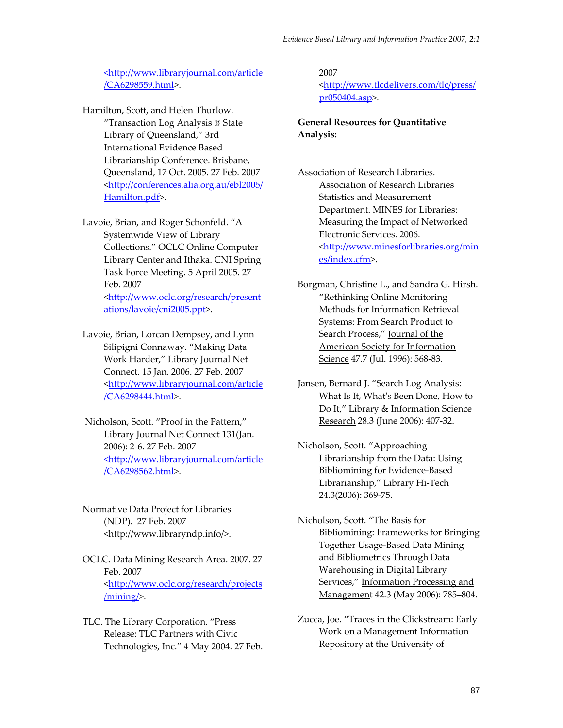<http://www.libraryjournal.com/article/CA6298559.html>.

Hamilton, Scott, and Helen Thurlow. "Transaction Log Analysis @ State Library of Queensland," 3rd International Evidence Based Librarianship Conference. Brisbane, Queensland, 17 Oct. 2005. 27 Feb. 2007 <http://conferences.alia.org.au/ebl2005/Hamilton.pdf>.

Lavoie, Brian, and Roger Schonfeld. "A Systemwide View of Library Collections." OCLC Online Computer Library Center and Ithaka. CNI Spring Task Force Meeting. 5 April 2005. 27 Feb. 2007 <http://www.oclc.org/research/presentations/lavoie/cni2005.ppt>.

Lavoie, Brian, Lorcan Dempsey, and Lynn Silipigni Connaway. "Making Data Work Harder," Library Journal Net Connect. 15 Jan. 2006. 27 Feb. 2007 <http://www.libraryjournal.com/article/CA6298444.html>.

Nicholson, Scott. "Proof in the Pattern," Library Journal Net Connect 131(Jan. 2006): 2-6. 27 Feb. 2007 <http://www.libraryjournal.com/article/CA6298562.html>.

Normative Data Project for Libraries (NDP). 27 Feb. 2007 <http://www.libraryndp.info/>.

OCLC. Data Mining Research Area. 2007. 27 Feb. 2007 <http://www.oclc.org/research/projects/mining/>.

TLC. The Library Corporation. "Press Release: TLC Partners with Civic Technologies, Inc." 4 May 2004. 27 Feb. 2007 <http://www.tlcdelivers.com/tlc/press/pr050404.asp>.

**General Resources for Quantitative Analysis:**

Association of Research Libraries. Association of Research Libraries Statistics and Measurement Department. MINES for Libraries: Measuring the Impact of Networked Electronic Services. 2006. <http://www.minesforlibraries.org/mines/index.cfm>.

Borgman, Christine L., and Sandra G. Hirsh. "Rethinking Online Monitoring Methods for Information Retrieval Systems: From Search Product to Search Process," Journal of the American Society for Information Science 47.7 (Jul. 1996): 568-83.

Jansen, Bernard J. "Search Log Analysis: What Is It, What's Been Done, How to Do It," Library & Information Science Research 28.3 (June 2006): 407-32.

Nicholson, Scott. "Approaching Librarianship from the Data: Using Bibliomining for Evidence-Based Librarianship," Library Hi-Tech 24.3(2006): 369-75.

Nicholson, Scott. "The Basis for Bibliomining: Frameworks for Bringing Together Usage-Based Data Mining and Bibliometrics Through Data Warehousing in Digital Library Services," Information Processing and Management 42.3 (May 2006): 785–804.

Zucca, Joe. "Traces in the Clickstream: Early Work on a Management Information Repository at the University of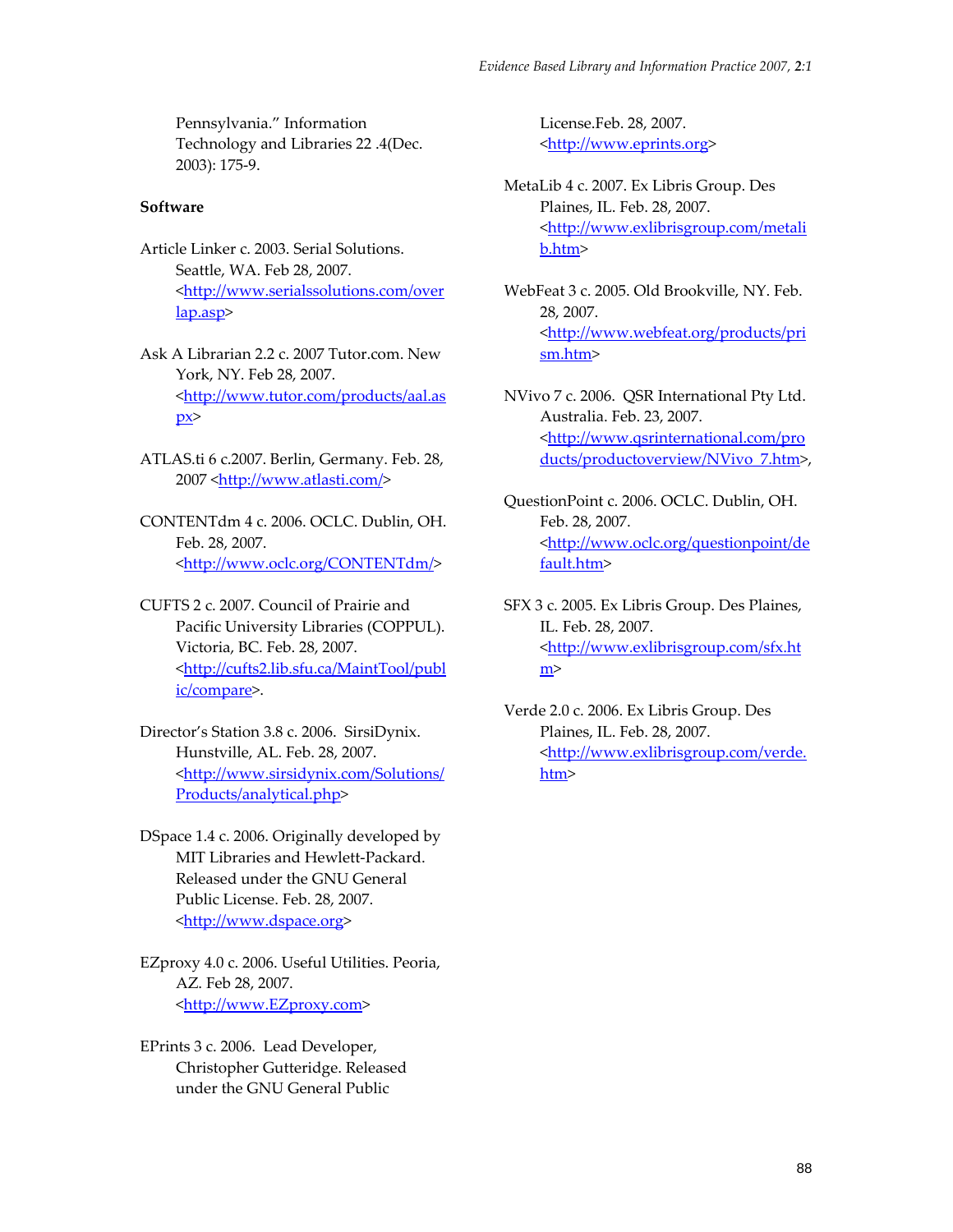Pennsylvania." Information Technology and Libraries 22 .4(Dec. 2003): 175-9.

**Software**

Article Linker c. 2003. Serial Solutions. Seattle, WA. Feb 28, 2007. <http://www.serialssolutions.com/overlap.asp>

Ask A Librarian 2.2 c. 2007 Tutor.com. New York, NY. Feb 28, 2007. <http://www.tutor.com/products/aal.aspx>

ATLAS.ti 6 c.2007. Berlin, Germany. Feb. 28, 2007 <http://www.atlasti.com/>

CONTENTdm 4 c. 2006. OCLC. Dublin, OH. Feb. 28, 2007. <http://www.oclc.org/CONTENTdm/>

CUFTS 2 c. 2007. Council of Prairie and Pacific University Libraries (COPPUL). Victoria, BC. Feb. 28, 2007. <http://cufts2.lib.sfu.ca/MaintTool/public/compare>.

Director's Station 3.8 c. 2006. SirsiDynix. Hunstville, AL. Feb. 28, 2007. <http://www.sirsidynix.com/Solutions/Products/analytical.php>

DSpace 1.4 c. 2006. Originally developed by MIT Libraries and Hewlett-Packard. Released under the GNU General Public License. Feb. 28, 2007. <http://www.dspace.org>

EZproxy 4.0 c. 2006. Useful Utilities. Peoria, AZ. Feb 28, 2007. <http://www.EZproxy.com>

EPrints 3 c. 2006. Lead Developer, Christopher Gutteridge. Released under the GNU General Public License.Feb. 28, 2007. <http://www.eprints.org>

MetaLib 4 c. 2007. Ex Libris Group. Des Plaines, IL. Feb. 28, 2007. <http://www.exlibrisgroup.com/metalib.htm>

WebFeat 3 c. 2005. Old Brookville, NY. Feb. 28, 2007. <http://www.webfeat.org/products/prism.htm>

NVivo 7 c. 2006. QSR International Pty Ltd. Australia. Feb. 23, 2007. <http://www.qsrinternational.com/products/productoverview/NVivo_7.htm>,

QuestionPoint c. 2006. OCLC. Dublin, OH. Feb. 28, 2007. <http://www.oclc.org/questionpoint/default.htm>

SFX 3 c. 2005. Ex Libris Group. Des Plaines, IL. Feb. 28, 2007. <http://www.exlibrisgroup.com/sfx.htm>

Verde 2.0 c. 2006. Ex Libris Group. Des Plaines, IL. Feb. 28, 2007. <http://www.exlibrisgroup.com/verde.htm>